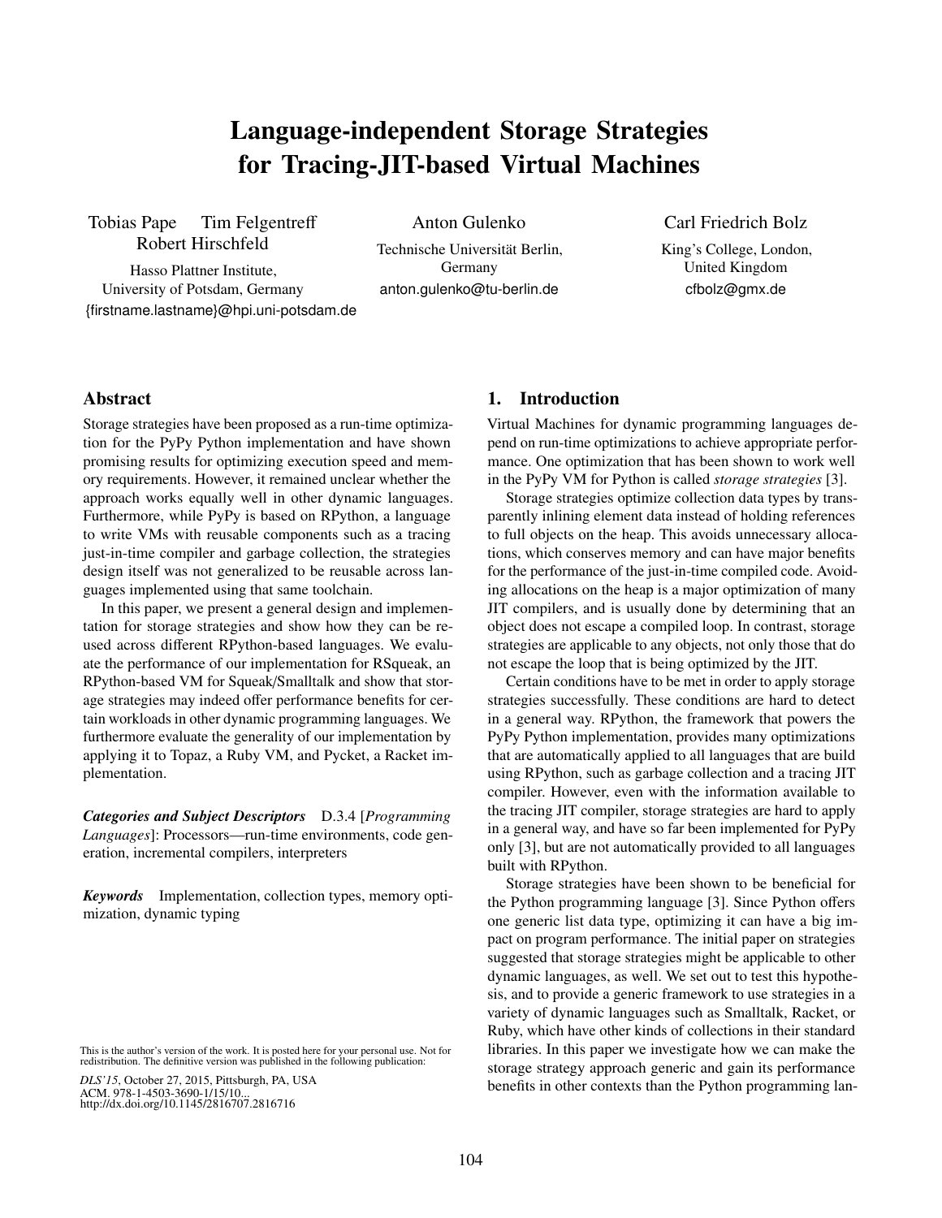# Language-independent Storage Strategies for Tracing-JIT-based Virtual Machines

Tobias Pape Tim Felgentreff Robert Hirschfeld
Hasso Plattner Institute, University of Potsdam, Germany
{firstname.lastname}@hpi.uni-potsdam.de

Anton Gulenko
Technische Universität Berlin, Germany
anton.gulenko@tu-berlin.de

Carl Friedrich Bolz
King's College, London, United Kingdom
cfbolz@gmx.de

## Abstract

Storage strategies have been proposed as a run-time optimization for the PyPy Python implementation and have shown promising results for optimizing execution speed and memory requirements. However, it remained unclear whether the approach works equally well in other dynamic languages. Furthermore, while PyPy is based on RPython, a language to write VMs with reusable components such as a tracing just-in-time compiler and garbage collection, the strategies design itself was not generalized to be reusable across languages implemented using that same toolchain.

In this paper, we present a general design and implementation for storage strategies and show how they can be reused across different RPython-based languages. We evaluate the performance of our implementation for RSqueak, an RPython-based VM for Squeak/Smalltalk and show that storage strategies may indeed offer performance benefits for certain workloads in other dynamic programming languages. We furthermore evaluate the generality of our implementation by applying it to Topaz, a Ruby VM, and Pycket, a Racket implementation.

***Categories and Subject Descriptors*** D.3.4 [*Programming Languages*]: Processors—run-time environments, code generation, incremental compilers, interpreters

***Keywords*** Implementation, collection types, memory optimization, dynamic typing

This is the author's version of the work. It is posted here for your personal use. Not for redistribution. The definitive version was published in the following publication:

*DLS'15*, October 27, 2015, Pittsburgh, PA, USA
ACM. 978-1-4503-3690-1/15/10...
http://dx.doi.org/10.1145/2816707.2816716

## 1. Introduction

Virtual Machines for dynamic programming languages depend on run-time optimizations to achieve appropriate performance. One optimization that has been shown to work well in the PyPy VM for Python is called *storage strategies* [3].

Storage strategies optimize collection data types by transparently inlining element data instead of holding references to full objects on the heap. This avoids unnecessary allocations, which conserves memory and can have major benefits for the performance of the just-in-time compiled code. Avoiding allocations on the heap is a major optimization of many JIT compilers, and is usually done by determining that an object does not escape a compiled loop. In contrast, storage strategies are applicable to any objects, not only those that do not escape the loop that is being optimized by the JIT.

Certain conditions have to be met in order to apply storage strategies successfully. These conditions are hard to detect in a general way. RPython, the framework that powers the PyPy Python implementation, provides many optimizations that are automatically applied to all languages that are build using RPython, such as garbage collection and a tracing JIT compiler. However, even with the information available to the tracing JIT compiler, storage strategies are hard to apply in a general way, and have so far been implemented for PyPy only [3], but are not automatically provided to all languages built with RPython.

Storage strategies have been shown to be beneficial for the Python programming language [3]. Since Python offers one generic list data type, optimizing it can have a big impact on program performance. The initial paper on strategies suggested that storage strategies might be applicable to other dynamic languages, as well. We set out to test this hypothesis, and to provide a generic framework to use strategies in a variety of dynamic languages such as Smalltalk, Racket, or Ruby, which have other kinds of collections in their standard libraries. In this paper we investigate how we can make the storage strategy approach generic and gain its performance benefits in other contexts than the Python programming lan-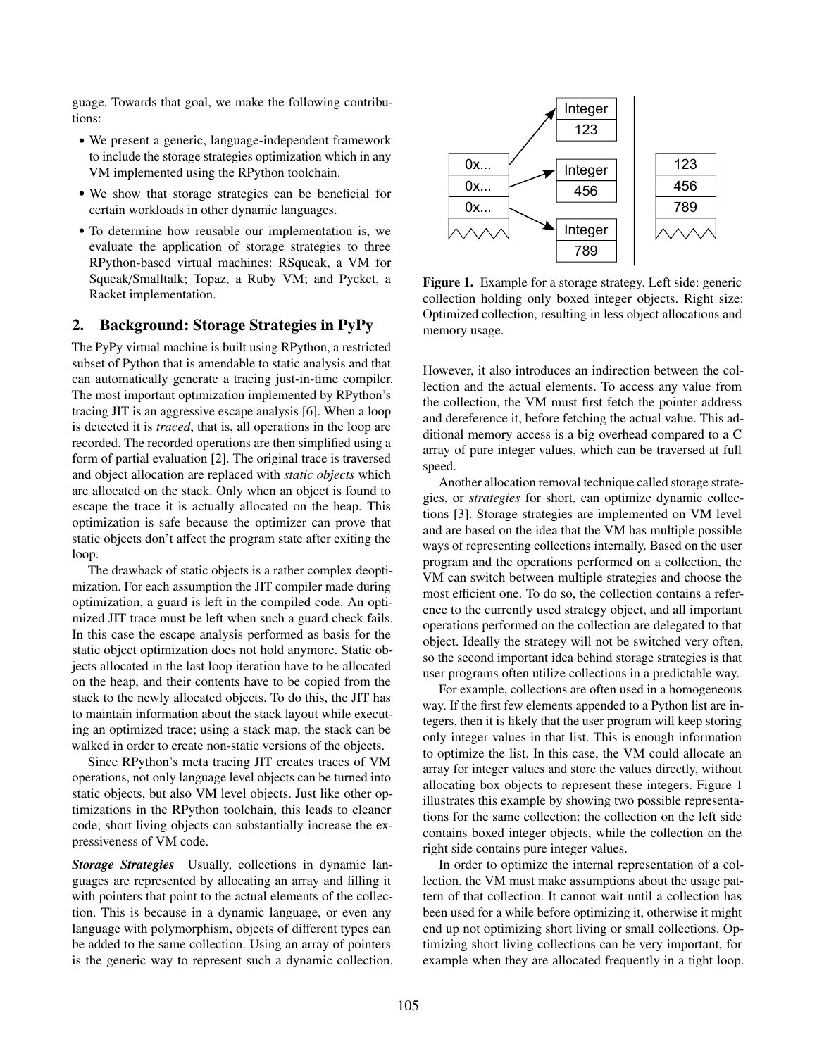guage. Towards that goal, we make the following contributions:

- We present a generic, language-independent framework to include the storage strategies optimization which in any VM implemented using the RPython toolchain.
- We show that storage strategies can be beneficial for certain workloads in other dynamic languages.
- To determine how reusable our implementation is, we evaluate the application of storage strategies to three RPython-based virtual machines: RSqueak, a VM for Squeak/Smalltalk; Topaz, a Ruby VM; and Pycket, a Racket implementation.

## 2. Background: Storage Strategies in PyPy

The PyPy virtual machine is built using RPython, a restricted subset of Python that is amendable to static analysis and that can automatically generate a tracing just-in-time compiler. The most important optimization implemented by RPython's tracing JIT is an aggressive escape analysis [6]. When a loop is detected it is *traced*, that is, all operations in the loop are recorded. The recorded operations are then simplified using a form of partial evaluation [2]. The original trace is traversed and object allocation are replaced with *static objects* which are allocated on the stack. Only when an object is found to escape the trace it is actually allocated on the heap. This optimization is safe because the optimizer can prove that static objects don't affect the program state after exiting the loop.

The drawback of static objects is a rather complex deoptimization. For each assumption the JIT compiler made during optimization, a guard is left in the compiled code. An optimized JIT trace must be left when such a guard check fails. In this case the escape analysis performed as basis for the static object optimization does not hold anymore. Static objects allocated in the last loop iteration have to be allocated on the heap, and their contents have to be copied from the stack to the newly allocated objects. To do this, the JIT has to maintain information about the stack layout while executing an optimized trace; using a stack map, the stack can be walked in order to create non-static versions of the objects.

Since RPython's meta tracing JIT creates traces of VM operations, not only language level objects can be turned into static objects, but also VM level objects. Just like other optimizations in the RPython toolchain, this leads to cleaner code; short living objects can substantially increase the expressiveness of VM code.

***Storage Strategies*** Usually, collections in dynamic languages are represented by allocating an array and filling it with pointers that point to the actual elements of the collection. This is because in a dynamic language, or even any language with polymorphism, objects of different types can be added to the same collection. Using an array of pointers is the generic way to represent such a dynamic collection.

**Figure 1.** Example for a storage strategy. Left side: generic collection holding only boxed integer objects. Right size: Optimized collection, resulting in less object allocations and memory usage.

However, it also introduces an indirection between the collection and the actual elements. To access any value from the collection, the VM must first fetch the pointer address and dereference it, before fetching the actual value. This additional memory access is a big overhead compared to a C array of pure integer values, which can be traversed at full speed.

Another allocation removal technique called storage strategies, or *strategies* for short, can optimize dynamic collections [3]. Storage strategies are implemented on VM level and are based on the idea that the VM has multiple possible ways of representing collections internally. Based on the user program and the operations performed on a collection, the VM can switch between multiple strategies and choose the most efficient one. To do so, the collection contains a reference to the currently used strategy object, and all important operations performed on the collection are delegated to that object. Ideally the strategy will not be switched very often, so the second important idea behind storage strategies is that user programs often utilize collections in a predictable way.

For example, collections are often used in a homogeneous way. If the first few elements appended to a Python list are integers, then it is likely that the user program will keep storing only integer values in that list. This is enough information to optimize the list. In this case, the VM could allocate an array for integer values and store the values directly, without allocating box objects to represent these integers. Figure 1 illustrates this example by showing two possible representations for the same collection: the collection on the left side contains boxed integer objects, while the collection on the right side contains pure integer values.

In order to optimize the internal representation of a collection, the VM must make assumptions about the usage pattern of that collection. It cannot wait until a collection has been used for a while before optimizing it, otherwise it might end up not optimizing short living or small collections. Optimizing short living collections can be very important, for example when they are allocated frequently in a tight loop.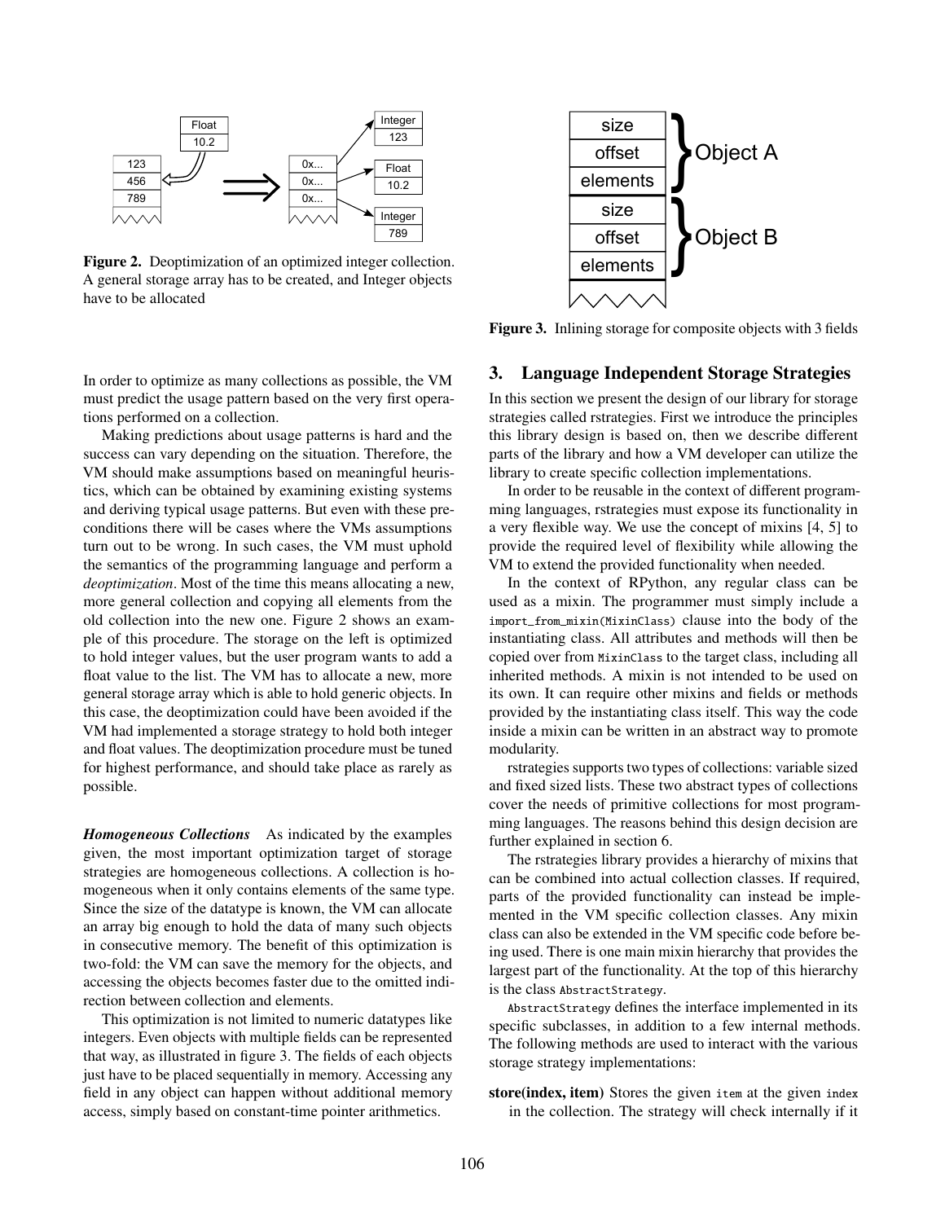Figure 2. Deoptimization of an optimized integer collection. A general storage array has to be created, and Integer objects have to be allocated

Figure 3. Inlining storage for composite objects with 3 fields

In order to optimize as many collections as possible, the VM must predict the usage pattern based on the very first operations performed on a collection.

Making predictions about usage patterns is hard and the success can vary depending on the situation. Therefore, the VM should make assumptions based on meaningful heuristics, which can be obtained by examining existing systems and deriving typical usage patterns. But even with these preconditions there will be cases where the VMs assumptions turn out to be wrong. In such cases, the VM must uphold the semantics of the programming language and perform a *deoptimization*. Most of the time this means allocating a new, more general collection and copying all elements from the old collection into the new one. Figure 2 shows an example of this procedure. The storage on the left is optimized to hold integer values, but the user program wants to add a float value to the list. The VM has to allocate a new, more general storage array which is able to hold generic objects. In this case, the deoptimization could have been avoided if the VM had implemented a storage strategy to hold both integer and float values. The deoptimization procedure must be tuned for highest performance, and should take place as rarely as possible.

***Homogeneous Collections*** As indicated by the examples given, the most important optimization target of storage strategies are homogeneous collections. A collection is homogeneous when it only contains elements of the same type. Since the size of the datatype is known, the VM can allocate an array big enough to hold the data of many such objects in consecutive memory. The benefit of this optimization is two-fold: the VM can save the memory for the objects, and accessing the objects becomes faster due to the omitted indirection between collection and elements.

This optimization is not limited to numeric datatypes like integers. Even objects with multiple fields can be represented that way, as illustrated in figure 3. The fields of each objects just have to be placed sequentially in memory. Accessing any field in any object can happen without additional memory access, simply based on constant-time pointer arithmetics.

## 3. Language Independent Storage Strategies

In this section we present the design of our library for storage strategies called rstrategies. First we introduce the principles this library design is based on, then we describe different parts of the library and how a VM developer can utilize the library to create specific collection implementations.

In order to be reusable in the context of different programming languages, rstrategies must expose its functionality in a very flexible way. We use the concept of mixins [4, 5] to provide the required level of flexibility while allowing the VM to extend the provided functionality when needed.

In the context of RPython, any regular class can be used as a mixin. The programmer must simply include a `import_from_mixin(MixinClass)` clause into the body of the instantiating class. All attributes and methods will then be copied over from `MixinClass` to the target class, including all inherited methods. A mixin is not intended to be used on its own. It can require other mixins and fields or methods provided by the instantiating class itself. This way the code inside a mixin can be written in an abstract way to promote modularity.

rstrategies supports two types of collections: variable sized and fixed sized lists. These two abstract types of collections cover the needs of primitive collections for most programming languages. The reasons behind this design decision are further explained in section 6.

The rstrategies library provides a hierarchy of mixins that can be combined into actual collection classes. If required, parts of the provided functionality can instead be implemented in the VM specific collection classes. Any mixin class can also be extended in the VM specific code before being used. There is one main mixin hierarchy that provides the largest part of the functionality. At the top of this hierarchy is the class `AbstractStrategy`.

`AbstractStrategy` defines the interface implemented in its specific subclasses, in addition to a few internal methods. The following methods are used to interact with the various storage strategy implementations:

**store(index, item)** Stores the given `item` at the given `index` in the collection. The strategy will check internally if it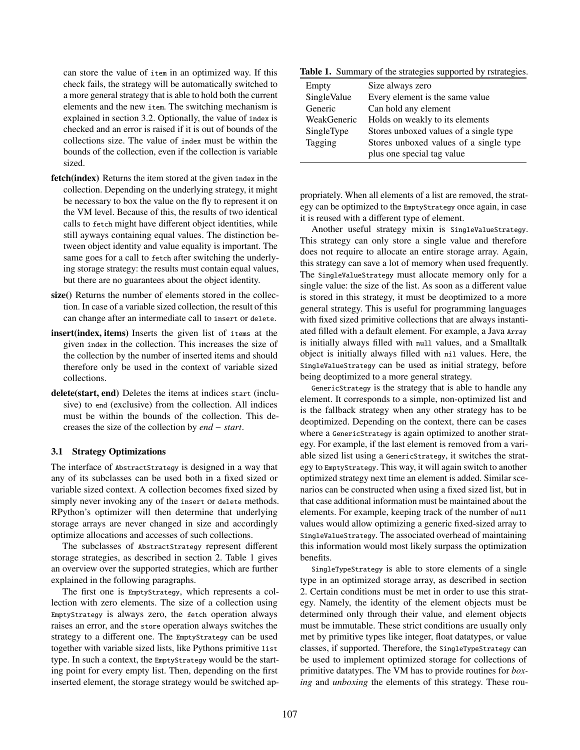can store the value of `item` in an optimized way. If this check fails, the strategy will be automatically switched to a more general strategy that is able to hold both the current elements and the new `item`. The switching mechanism is explained in section 3.2. Optionally, the value of `index` is checked and an error is raised if it is out of bounds of the collections size. The value of `index` must be within the bounds of the collection, even if the collection is variable sized.

**fetch(index)** Returns the item stored at the given `index` in the collection. Depending on the underlying strategy, it might be necessary to box the value on the fly to represent it on the VM level. Because of this, the results of two identical calls to `fetch` might have different object identities, while still ayways containing equal values. The distinction between object identity and value equality is important. The same goes for a call to `fetch` after switching the underlying storage strategy: the results must contain equal values, but there are no guarantees about the object identity.

**size()** Returns the number of elements stored in the collection. In case of a variable sized collection, the result of this can change after an intermediate call to `insert` or `delete`.

**insert(index, items)** Inserts the given list of `items` at the given `index` in the collection. This increases the size of the collection by the number of inserted items and should therefore only be used in the context of variable sized collections.

**delete(start, end)** Deletes the items at indices `start` (inclusive) to `end` (exclusive) from the collection. All indices must be within the bounds of the collection. This decreases the size of the collection by $end - start$.

### 3.1 Strategy Optimizations

The interface of `AbstractStrategy` is designed in a way that any of its subclasses can be used both in a fixed sized or variable sized context. A collection becomes fixed sized by simply never invoking any of the `insert` or `delete` methods. RPython's optimizer will then determine that underlying storage arrays are never changed in size and accordingly optimize allocations and accesses of such collections.

The subclasses of `AbstractStrategy` represent different storage strategies, as described in section 2. Table 1 gives an overview over the supported strategies, which are further explained in the following paragraphs.

The first one is `EmptyStrategy`, which represents a collection with zero elements. The size of a collection using `EmptyStrategy` is always zero, the `fetch` operation always raises an error, and the `store` operation always switches the strategy to a different one. The `EmptyStrategy` can be used together with variable sized lists, like Pythons primitive `list` type. In such a context, the `EmptyStrategy` would be the starting point for every empty list. Then, depending on the first inserted element, the storage strategy would be switched appropriately. When all elements of a list are removed, the strategy can be optimized to the `EmptyStrategy` once again, in case it is reused with a different type of element.

**Table 1.** Summary of the strategies supported by rstrategies.

| | |
|---|---|
| Empty | Size always zero |
| SingleValue | Every element is the same value |
| Generic | Can hold any element |
| WeakGeneric | Holds on weakly to its elements |
| SingleType | Stores unboxed values of a single type |
| Tagging | Stores unboxed values of a single type plus one special tag value |

Another useful strategy mixin is `SingleValueStrategy`. This strategy can only store a single value and therefore does not require to allocate an entire storage array. Again, this strategy can save a lot of memory when used frequently. The `SingleValueStrategy` must allocate memory only for a single value: the size of the list. As soon as a different value is stored in this strategy, it must be deoptimized to a more general strategy. This is useful for programming languages with fixed sized primitive collections that are always instantiated filled with a default element. For example, a Java `Array` is initially always filled with `null` values, and a Smalltalk object is initially always filled with `nil` values. Here, the `SingleValueStrategy` can be used as initial strategy, before being deoptimized to a more general strategy.

`GenericStrategy` is the strategy that is able to handle any element. It corresponds to a simple, non-optimized list and is the fallback strategy when any other strategy has to be deoptimized. Depending on the context, there can be cases where a `GenericStrategy` is again optimized to another strategy. For example, if the last element is removed from a variable sized list using a `GenericStrategy`, it switches the strategy to `EmptyStrategy`. This way, it will again switch to another optimized strategy next time an element is added. Similar scenarios can be constructed when using a fixed sized list, but in that case additional information must be maintained about the elements. For example, keeping track of the number of `null` values would allow optimizing a generic fixed-sized array to `SingleValueStrategy`. The associated overhead of maintaining this information would most likely surpass the optimization benefits.

`SingleTypeStrategy` is able to store elements of a single type in an optimized storage array, as described in section 2. Certain conditions must be met in order to use this strategy. Namely, the identity of the element objects must be determined only through their value, and element objects must be immutable. These strict conditions are usually only met by primitive types like integer, float datatypes, or value classes, if supported. Therefore, the `SingleTypeStrategy` can be used to implement optimized storage for collections of primitive datatypes. The VM has to provide routines for *boxing* and *unboxing* the elements of this strategy. These rou-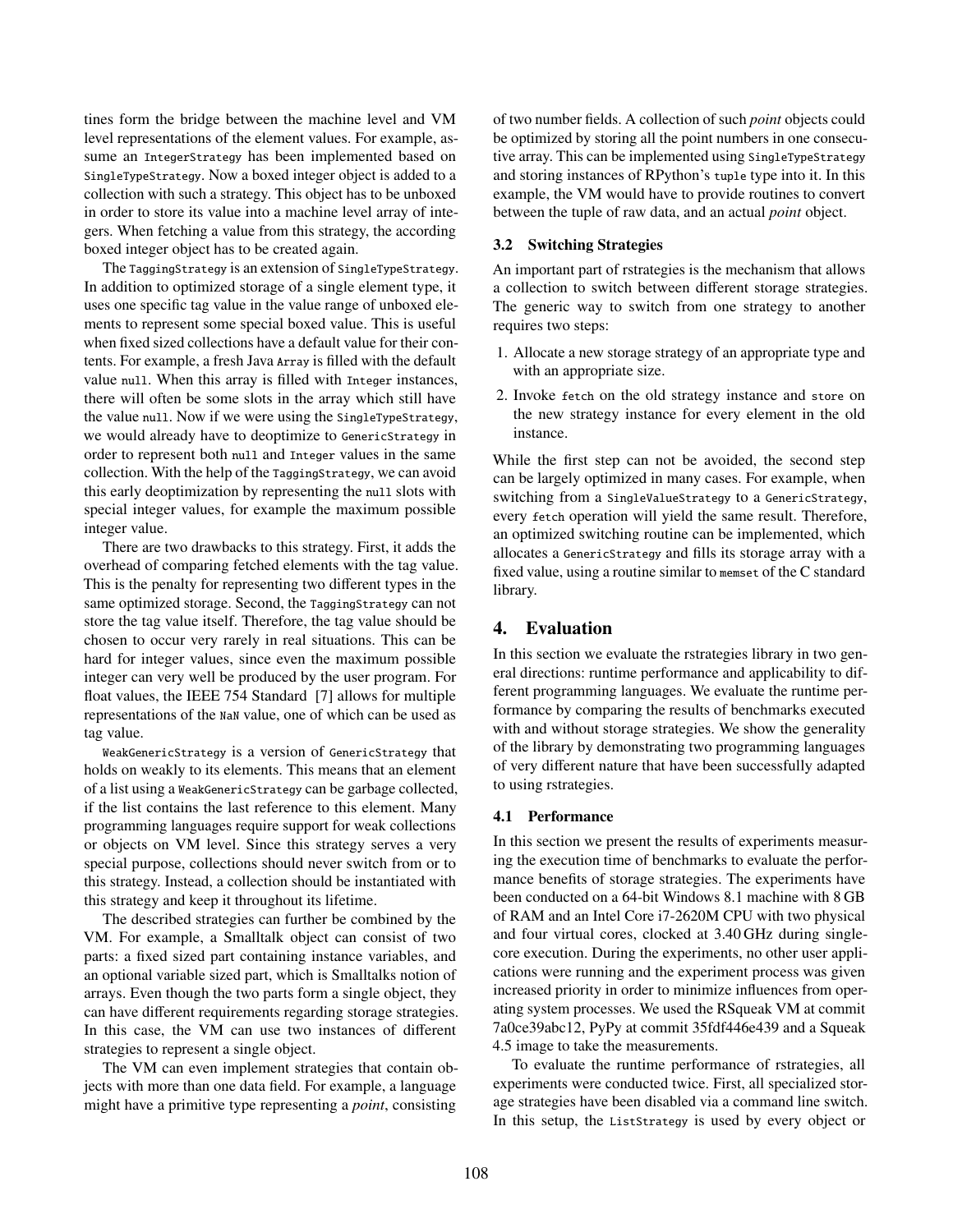tines form the bridge between the machine level and VM level representations of the element values. For example, assume an `IntegerStrategy` has been implemented based on `SingleTypeStrategy`. Now a boxed integer object is added to a collection with such a strategy. This object has to be unboxed in order to store its value into a machine level array of integers. When fetching a value from this strategy, the according boxed integer object has to be created again.

The `TaggingStrategy` is an extension of `SingleTypeStrategy`. In addition to optimized storage of a single element type, it uses one specific tag value in the value range of unboxed elements to represent some special boxed value. This is useful when fixed sized collections have a default value for their contents. For example, a fresh Java `Array` is filled with the default value `null`. When this array is filled with `Integer` instances, there will often be some slots in the array which still have the value `null`. Now if we were using the `SingleTypeStrategy`, we would already have to deoptimize to `GenericStrategy` in order to represent both `null` and `Integer` values in the same collection. With the help of the `TaggingStrategy`, we can avoid this early deoptimization by representing the `null` slots with special integer values, for example the maximum possible integer value.

There are two drawbacks to this strategy. First, it adds the overhead of comparing fetched elements with the tag value. This is the penalty for representing two different types in the same optimized storage. Second, the `TaggingStrategy` can not store the tag value itself. Therefore, the tag value should be chosen to occur very rarely in real situations. This can be hard for integer values, since even the maximum possible integer can very well be produced by the user program. For float values, the IEEE 754 Standard [7] allows for multiple representations of the `NaN` value, one of which can be used as tag value.

`WeakGenericStrategy` is a version of `GenericStrategy` that holds on weakly to its elements. This means that an element of a list using a `WeakGenericStrategy` can be garbage collected, if the list contains the last reference to this element. Many programming languages require support for weak collections or objects on VM level. Since this strategy serves a very special purpose, collections should never switch from or to this strategy. Instead, a collection should be instantiated with this strategy and keep it throughout its lifetime.

The described strategies can further be combined by the VM. For example, a Smalltalk object can consist of two parts: a fixed sized part containing instance variables, and an optional variable sized part, which is Smalltalks notion of arrays. Even though the two parts form a single object, they can have different requirements regarding storage strategies. In this case, the VM can use two instances of different strategies to represent a single object.

The VM can even implement strategies that contain objects with more than one data field. For example, a language might have a primitive type representing a *point*, consisting of two number fields. A collection of such *point* objects could be optimized by storing all the point numbers in one consecutive array. This can be implemented using `SingleTypeStrategy` and storing instances of RPython's `tuple` type into it. In this example, the VM would have to provide routines to convert between the tuple of raw data, and an actual *point* object.

### 3.2 Switching Strategies

An important part of rstrategies is the mechanism that allows a collection to switch between different storage strategies. The generic way to switch from one strategy to another requires two steps:

1. Allocate a new storage strategy of an appropriate type and with an appropriate size.
2. Invoke `fetch` on the old strategy instance and `store` on the new strategy instance for every element in the old instance.

While the first step can not be avoided, the second step can be largely optimized in many cases. For example, when switching from a `SingleValueStrategy` to a `GenericStrategy`, every `fetch` operation will yield the same result. Therefore, an optimized switching routine can be implemented, which allocates a `GenericStrategy` and fills its storage array with a fixed value, using a routine similar to `memset` of the C standard library.

## 4. Evaluation

In this section we evaluate the rstrategies library in two general directions: runtime performance and applicability to different programming languages. We evaluate the runtime performance by comparing the results of benchmarks executed with and without storage strategies. We show the generality of the library by demonstrating two programming languages of very different nature that have been successfully adapted to using rstrategies.

### 4.1 Performance

In this section we present the results of experiments measuring the execution time of benchmarks to evaluate the performance benefits of storage strategies. The experiments have been conducted on a 64-bit Windows 8.1 machine with 8 GB of RAM and an Intel Core i7-2620M CPU with two physical and four virtual cores, clocked at 3.40 GHz during single-core execution. During the experiments, no other user applications were running and the experiment process was given increased priority in order to minimize influences from operating system processes. We used the RSqueak VM at commit 7a0ce39abc12, PyPy at commit 35fdf446e439 and a Squeak 4.5 image to take the measurements.

To evaluate the runtime performance of rstrategies, all experiments were conducted twice. First, all specialized storage strategies have been disabled via a command line switch. In this setup, the `ListStrategy` is used by every object or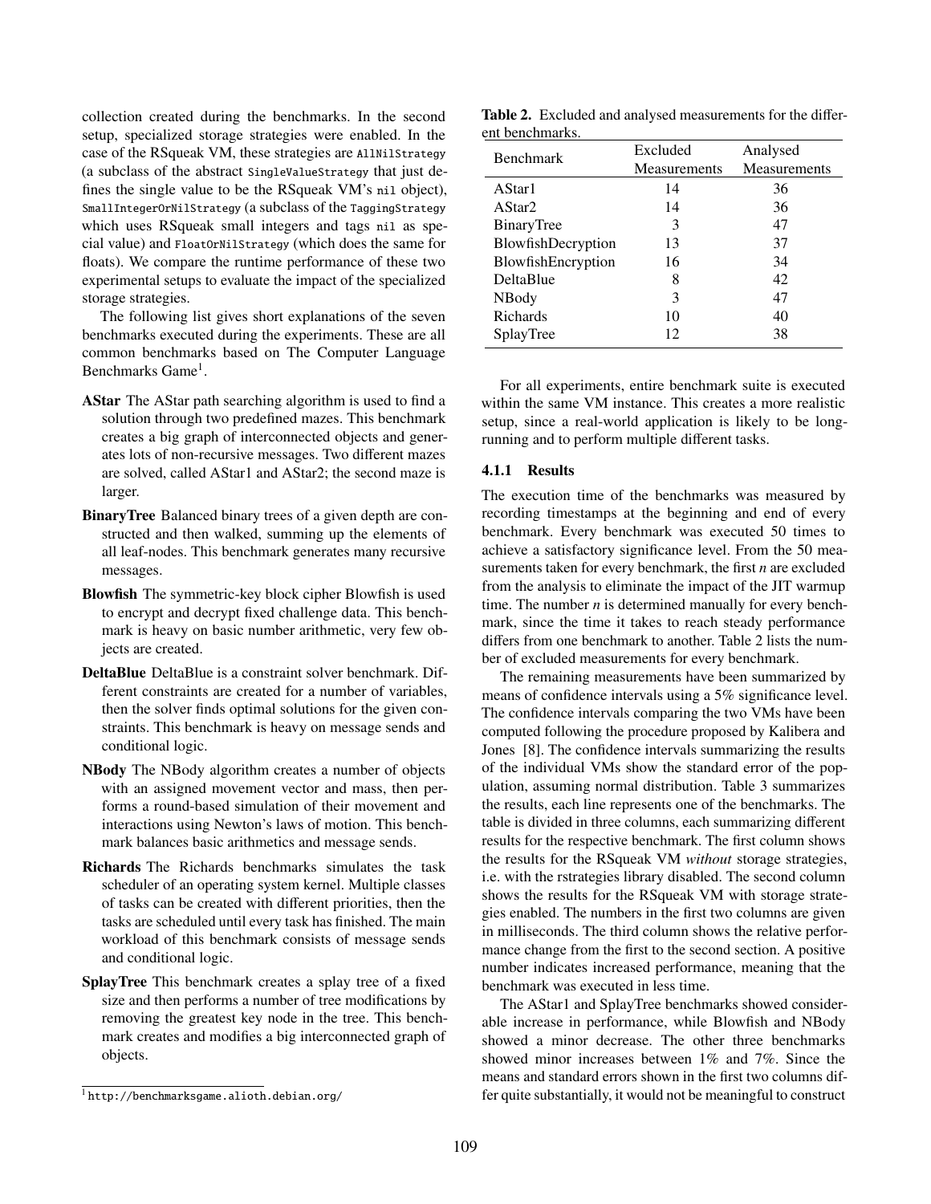collection created during the benchmarks. In the second setup, specialized storage strategies were enabled. In the case of the RSqueak VM, these strategies are `AllNilStrategy` (a subclass of the abstract `SingleValueStrategy` that just defines the single value to be the RSqueak VM's `nil` object), `SmallIntegerOrNilStrategy` (a subclass of the `TaggingStrategy` which uses RSqueak small integers and tags `nil` as special value) and `FloatOrNilStrategy` (which does the same for floats). We compare the runtime performance of these two experimental setups to evaluate the impact of the specialized storage strategies.

The following list gives short explanations of the seven benchmarks executed during the experiments. These are all common benchmarks based on The Computer Language Benchmarks Game[1].

- **AStar** The AStar path searching algorithm is used to find a solution through two predefined mazes. This benchmark creates a big graph of interconnected objects and generates lots of non-recursive messages. Two different mazes are solved, called AStar1 and AStar2; the second maze is larger.
- **BinaryTree** Balanced binary trees of a given depth are constructed and then walked, summing up the elements of all leaf-nodes. This benchmark generates many recursive messages.
- **Blowfish** The symmetric-key block cipher Blowfish is used to encrypt and decrypt fixed challenge data. This benchmark is heavy on basic number arithmetic, very few objects are created.
- **DeltaBlue** DeltaBlue is a constraint solver benchmark. Different constraints are created for a number of variables, then the solver finds optimal solutions for the given constraints. This benchmark is heavy on message sends and conditional logic.
- **NBody** The NBody algorithm creates a number of objects with an assigned movement vector and mass, then performs a round-based simulation of their movement and interactions using Newton's laws of motion. This benchmark balances basic arithmetics and message sends.
- **Richards** The Richards benchmarks simulates the task scheduler of an operating system kernel. Multiple classes of tasks can be created with different priorities, then the tasks are scheduled until every task has finished. The main workload of this benchmark consists of message sends and conditional logic.
- **SplayTree** This benchmark creates a splay tree of a fixed size and then performs a number of tree modifications by removing the greatest key node in the tree. This benchmark creates and modifies a big interconnected graph of objects.

[1] http://benchmarksgame.alioth.debian.org/

**Table 2.** Excluded and analysed measurements for the different benchmarks.

| Benchmark | Excluded Measurements | Analysed Measurements |
|---|---|---|
| AStar1 | 14 | 36 |
| AStar2 | 14 | 36 |
| BinaryTree | 3 | 47 |
| BlowfishDecryption | 13 | 37 |
| BlowfishEncryption | 16 | 34 |
| DeltaBlue | 8 | 42 |
| NBody | 3 | 47 |
| Richards | 10 | 40 |
| SplayTree | 12 | 38 |

For all experiments, entire benchmark suite is executed within the same VM instance. This creates a more realistic setup, since a real-world application is likely to be long-running and to perform multiple different tasks.

#### 4.1.1 Results

The execution time of the benchmarks was measured by recording timestamps at the beginning and end of every benchmark. Every benchmark was executed 50 times to achieve a satisfactory significance level. From the 50 measurements taken for every benchmark, the first $n$ are excluded from the analysis to eliminate the impact of the JIT warmup time. The number $n$ is determined manually for every benchmark, since the time it takes to reach steady performance differs from one benchmark to another. Table 2 lists the number of excluded measurements for every benchmark.

The remaining measurements have been summarized by means of confidence intervals using a 5% significance level. The confidence intervals comparing the two VMs have been computed following the procedure proposed by Kalibera and Jones [8]. The confidence intervals summarizing the results of the individual VMs show the standard error of the population, assuming normal distribution. Table 3 summarizes the results, each line represents one of the benchmarks. The table is divided in three columns, each summarizing different results for the respective benchmark. The first column shows the results for the RSqueak VM *without* storage strategies, i.e. with the rstrategies library disabled. The second column shows the results for the RSqueak VM with storage strategies enabled. The numbers in the first two columns are given in milliseconds. The third column shows the relative performance change from the first to the second section. A positive number indicates increased performance, meaning that the benchmark was executed in less time.

The AStar1 and SplayTree benchmarks showed considerable increase in performance, while Blowfish and NBody showed a minor decrease. The other three benchmarks showed minor increases between 1% and 7%. Since the means and standard errors shown in the first two columns differ quite substantially, it would not be meaningful to construct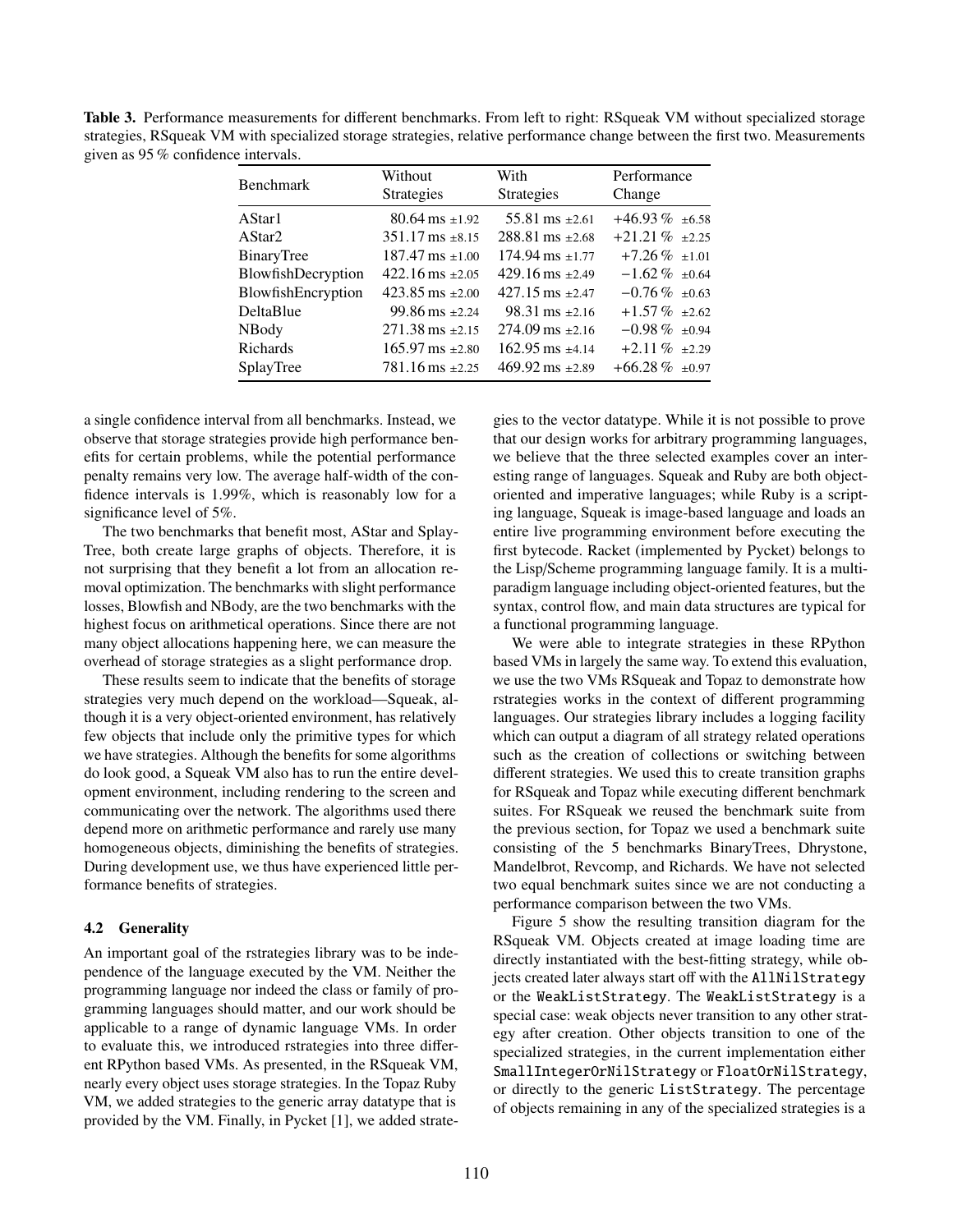**Table 3.** Performance measurements for different benchmarks. From left to right: RSqueak VM without specialized storage strategies, RSqueak VM with specialized storage strategies, relative performance change between the first two. Measurements given as 95 % confidence intervals.

| Benchmark | Without Strategies | With Strategies | Performance Change |
|---|---|---|---|
| AStar1 | 80.64 ms ±1.92 | 55.81 ms ±2.61 | +46.93 % ±6.58 |
| AStar2 | 351.17 ms ±8.15 | 288.81 ms ±2.68 | +21.21 % ±2.25 |
| BinaryTree | 187.47 ms ±1.00 | 174.94 ms ±1.77 | +7.26 % ±1.01 |
| BlowfishDecryption | 422.16 ms ±2.05 | 429.16 ms ±2.49 | −1.62 % ±0.64 |
| BlowfishEncryption | 423.85 ms ±2.00 | 427.15 ms ±2.47 | −0.76 % ±0.63 |
| DeltaBlue | 99.86 ms ±2.24 | 98.31 ms ±2.16 | +1.57 % ±2.62 |
| NBody | 271.38 ms ±2.15 | 274.09 ms ±2.16 | −0.98 % ±0.94 |
| Richards | 165.97 ms ±2.80 | 162.95 ms ±4.14 | +2.11 % ±2.29 |
| SplayTree | 781.16 ms ±2.25 | 469.92 ms ±2.89 | +66.28 % ±0.97 |

a single confidence interval from all benchmarks. Instead, we observe that storage strategies provide high performance benefits for certain problems, while the potential performance penalty remains very low. The average half-width of the confidence intervals is 1.99%, which is reasonably low for a significance level of 5%.

The two benchmarks that benefit most, AStar and SplayTree, both create large graphs of objects. Therefore, it is not surprising that they benefit a lot from an allocation removal optimization. The benchmarks with slight performance losses, Blowfish and NBody, are the two benchmarks with the highest focus on arithmetical operations. Since there are not many object allocations happening here, we can measure the overhead of storage strategies as a slight performance drop.

These results seem to indicate that the benefits of storage strategies very much depend on the workload—Squeak, although it is a very object-oriented environment, has relatively few objects that include only the primitive types for which we have strategies. Although the benefits for some algorithms do look good, a Squeak VM also has to run the entire development environment, including rendering to the screen and communicating over the network. The algorithms used there depend more on arithmetic performance and rarely use many homogeneous objects, diminishing the benefits of strategies. During development use, we thus have experienced little performance benefits of strategies.

### 4.2 Generality

An important goal of the rstrategies library was to be independence of the language executed by the VM. Neither the programming language nor indeed the class or family of programming languages should matter, and our work should be applicable to a range of dynamic language VMs. In order to evaluate this, we introduced rstrategies into three different RPython based VMs. As presented, in the RSqueak VM, nearly every object uses storage strategies. In the Topaz Ruby VM, we added strategies to the generic array datatype that is provided by the VM. Finally, in Pycket [1], we added strategies to the vector datatype. While it is not possible to prove that our design works for arbitrary programming languages, we believe that the three selected examples cover an interesting range of languages. Squeak and Ruby are both object-oriented and imperative languages; while Ruby is a scripting language, Squeak is image-based language and loads an entire live programming environment before executing the first bytecode. Racket (implemented by Pycket) belongs to the Lisp/Scheme programming language family. It is a multi-paradigm language including object-oriented features, but the syntax, control flow, and main data structures are typical for a functional programming language.

We were able to integrate strategies in these RPython based VMs in largely the same way. To extend this evaluation, we use the two VMs RSqueak and Topaz to demonstrate how rstrategies works in the context of different programming languages. Our strategies library includes a logging facility which can output a diagram of all strategy related operations such as the creation of collections or switching between different strategies. We used this to create transition graphs for RSqueak and Topaz while executing different benchmark suites. For RSqueak we reused the benchmark suite from the previous section, for Topaz we used a benchmark suite consisting of the 5 benchmarks BinaryTrees, Dhrystone, Mandelbrot, Revcomp, and Richards. We have not selected two equal benchmark suites since we are not conducting a performance comparison between the two VMs.

Figure 5 show the resulting transition diagram for the RSqueak VM. Objects created at image loading time are directly instantiated with the best-fitting strategy, while objects created later always start off with the `AllNilStrategy` or the `WeakListStrategy`. The `WeakListStrategy` is a special case: weak objects never transition to any other strategy after creation. Other objects transition to one of the specialized strategies, in the current implementation either `SmallIntegerOrNilStrategy` or `FloatOrNilStrategy`, or directly to the generic `ListStrategy`. The percentage of objects remaining in any of the specialized strategies is a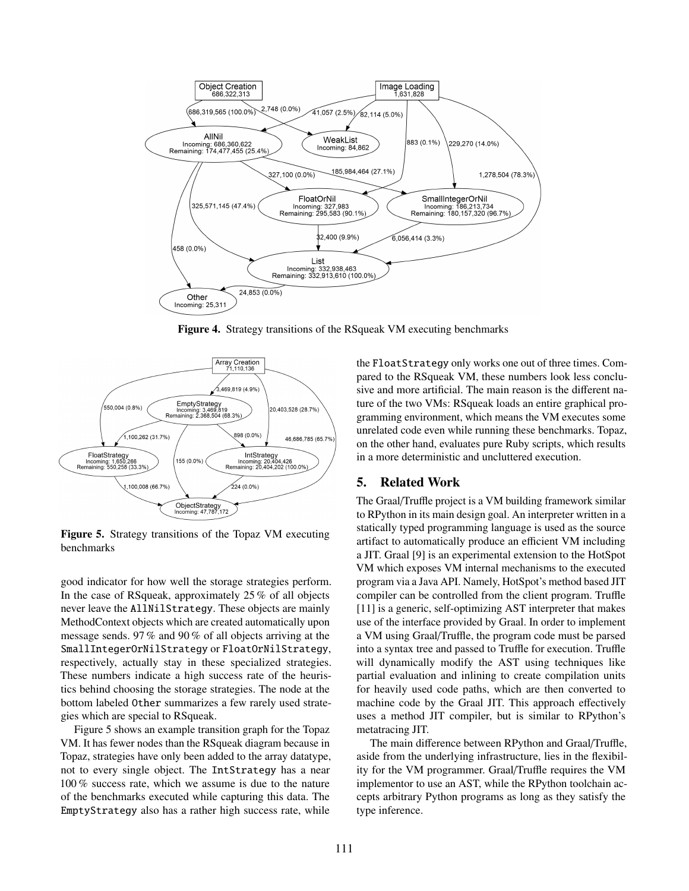**Figure 4.** Strategy transitions of the RSqueak VM executing benchmarks

**Figure 5.** Strategy transitions of the Topaz VM executing benchmarks

good indicator for how well the storage strategies perform. In the case of RSqueak, approximately 25 % of all objects never leave the `AllNilStrategy`. These objects are mainly MethodContext objects which are created automatically upon message sends. 97 % and 90 % of all objects arriving at the `SmallIntegerOrNilStrategy` or `FloatOrNilStrategy`, respectively, actually stay in these specialized strategies. These numbers indicate a high success rate of the heuristics behind choosing the storage strategies. The node at the bottom labeled `Other` summarizes a few rarely used strategies which are special to RSqueak.

Figure 5 shows an example transition graph for the Topaz VM. It has fewer nodes than the RSqueak diagram because in Topaz, strategies have only been added to the array datatype, not to every single object. The `IntStrategy` has a near 100 % success rate, which we assume is due to the nature of the benchmarks executed while capturing this data. The `EmptyStrategy` also has a rather high success rate, while the `FloatStrategy` only works one out of three times. Compared to the RSqueak VM, these numbers look less conclusive and more artificial. The main reason is the different nature of the two VMs: RSqueak loads an entire graphical programming environment, which means the VM executes some unrelated code even while running these benchmarks. Topaz, on the other hand, evaluates pure Ruby scripts, which results in a more deterministic and uncluttered execution.

## 5. Related Work

The Graal/Truffle project is a VM building framework similar to RPython in its main design goal. An interpreter written in a statically typed programming language is used as the source artifact to automatically produce an efficient VM including a JIT. Graal [9] is an experimental extension to the HotSpot VM which exposes VM internal mechanisms to the executed program via a Java API. Namely, HotSpot's method based JIT compiler can be controlled from the client program. Truffle [11] is a generic, self-optimizing AST interpreter that makes use of the interface provided by Graal. In order to implement a VM using Graal/Truffle, the program code must be parsed into a syntax tree and passed to Truffle for execution. Truffle will dynamically modify the AST using techniques like partial evaluation and inlining to create compilation units for heavily used code paths, which are then converted to machine code by the Graal JIT. This approach effectively uses a method JIT compiler, but is similar to RPython's metatracing JIT.

The main difference between RPython and Graal/Truffle, aside from the underlying infrastructure, lies in the flexibility for the VM programmer. Graal/Truffle requires the VM implementor to use an AST, while the RPython toolchain accepts arbitrary Python programs as long as they satisfy the type inference.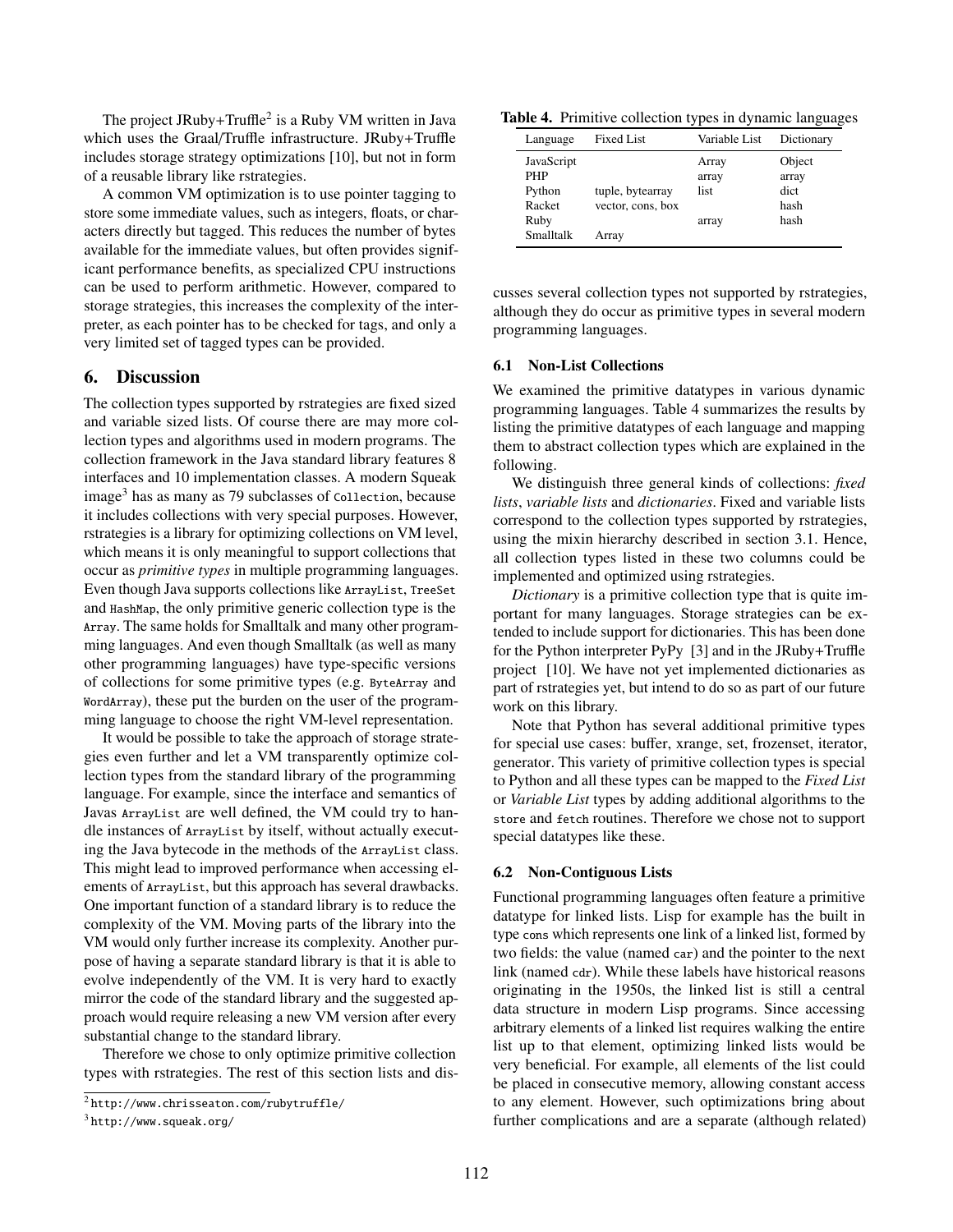The project JRuby+Truffle[2] is a Ruby VM written in Java which uses the Graal/Truffle infrastructure. JRuby+Truffle includes storage strategy optimizations [10], but not in form of a reusable library like rstrategies.

A common VM optimization is to use pointer tagging to store some immediate values, such as integers, floats, or characters directly but tagged. This reduces the number of bytes available for the immediate values, but often provides significant performance benefits, as specialized CPU instructions can be used to perform arithmetic. However, compared to storage strategies, this increases the complexity of the interpreter, as each pointer has to be checked for tags, and only a very limited set of tagged types can be provided.

## 6. Discussion

The collection types supported by rstrategies are fixed sized and variable sized lists. Of course there are may more collection types and algorithms used in modern programs. The collection framework in the Java standard library features 8 interfaces and 10 implementation classes. A modern Squeak image[3] has as many as 79 subclasses of `Collection`, because it includes collections with very special purposes. However, rstrategies is a library for optimizing collections on VM level, which means it is only meaningful to support collections that occur as *primitive types* in multiple programming languages. Even though Java supports collections like `ArrayList`, `TreeSet` and `HashMap`, the only primitive generic collection type is the `Array`. The same holds for Smalltalk and many other programming languages. And even though Smalltalk (as well as many other programming languages) have type-specific versions of collections for some primitive types (e.g. `ByteArray` and `WordArray`), these put the burden on the user of the programming language to choose the right VM-level representation.

It would be possible to take the approach of storage strategies even further and let a VM transparently optimize collection types from the standard library of the programming language. For example, since the interface and semantics of Javas `ArrayList` are well defined, the VM could try to handle instances of `ArrayList` by itself, without actually executing the Java bytecode in the methods of the `ArrayList` class. This might lead to improved performance when accessing elements of `ArrayList`, but this approach has several drawbacks. One important function of a standard library is to reduce the complexity of the VM. Moving parts of the library into the VM would only further increase its complexity. Another purpose of having a separate standard library is that it is able to evolve independently of the VM. It is very hard to exactly mirror the code of the standard library and the suggested approach would require releasing a new VM version after every substantial change to the standard library.

Therefore we chose to only optimize primitive collection types with rstrategies. The rest of this section lists and discusses several collection types not supported by rstrategies, although they do occur as primitive types in several modern programming languages.

**Table 4.** Primitive collection types in dynamic languages

| Language | Fixed List | Variable List | Dictionary |
|---|---|---|---|
| JavaScript | | Array | Object |
| PHP | | array | array |
| Python | tuple, bytearray | list | dict |
| Racket | vector, cons, box | | hash |
| Ruby | | array | hash |
| Smalltalk | Array | | |

### 6.1 Non-List Collections

We examined the primitive datatypes in various dynamic programming languages. Table 4 summarizes the results by listing the primitive datatypes of each language and mapping them to abstract collection types which are explained in the following.

We distinguish three general kinds of collections: *fixed lists*, *variable lists* and *dictionaries*. Fixed and variable lists correspond to the collection types supported by rstrategies, using the mixin hierarchy described in section 3.1. Hence, all collection types listed in these two columns could be implemented and optimized using rstrategies.

*Dictionary* is a primitive collection type that is quite important for many languages. Storage strategies can be extended to include support for dictionaries. This has been done for the Python interpreter PyPy [3] and in the JRuby+Truffle project [10]. We have not yet implemented dictionaries as part of rstrategies yet, but intend to do so as part of our future work on this library.

Note that Python has several additional primitive types for special use cases: buffer, xrange, set, frozenset, iterator, generator. This variety of primitive collection types is special to Python and all these types can be mapped to the *Fixed List* or *Variable List* types by adding additional algorithms to the `store` and `fetch` routines. Therefore we chose not to support special datatypes like these.

### 6.2 Non-Contiguous Lists

Functional programming languages often feature a primitive datatype for linked lists. Lisp for example has the built in type `cons` which represents one link of a linked list, formed by two fields: the value (named `car`) and the pointer to the next link (named `cdr`). While these labels have historical reasons originating in the 1950s, the linked list is still a central data structure in modern Lisp programs. Since accessing arbitrary elements of a linked list requires walking the entire list up to that element, optimizing linked lists would be very beneficial. For example, all elements of the list could be placed in consecutive memory, allowing constant access to any element. However, such optimizations bring about further complications and are a separate (although related)

[2] http://www.chrisseaton.com/rubytruffle/

[3] http://www.squeak.org/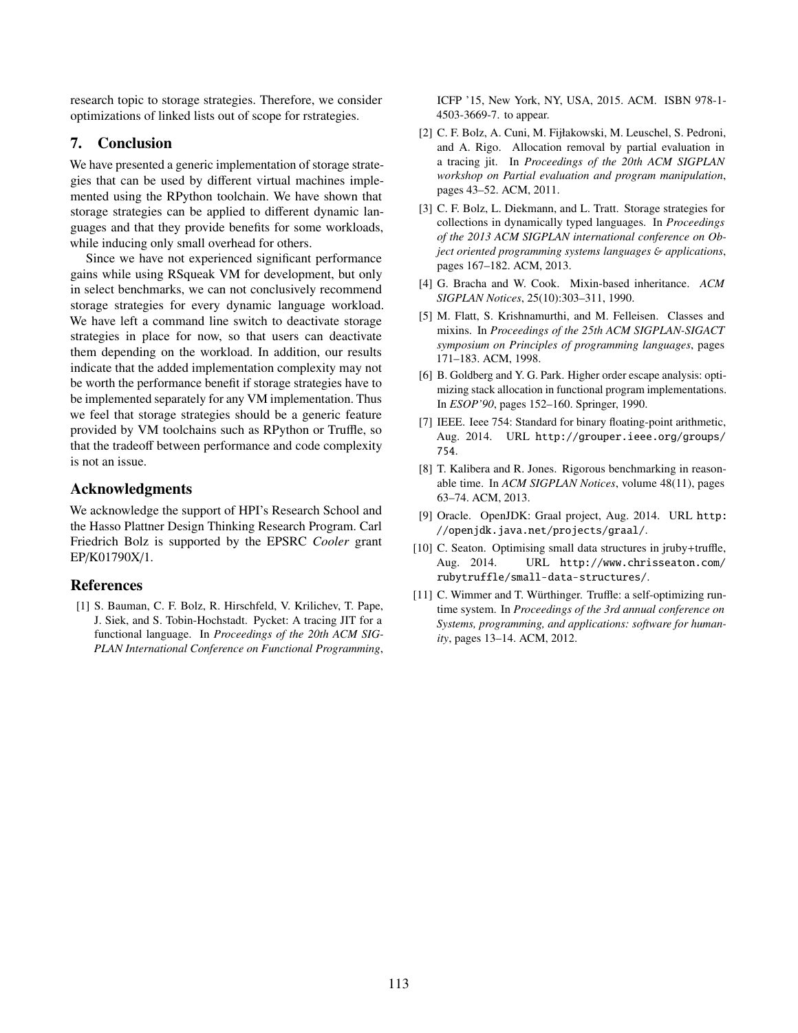research topic to storage strategies. Therefore, we consider optimizations of linked lists out of scope for rstrategies.

## 7. Conclusion

We have presented a generic implementation of storage strategies that can be used by different virtual machines implemented using the RPython toolchain. We have shown that storage strategies can be applied to different dynamic languages and that they provide benefits for some workloads, while inducing only small overhead for others.

Since we have not experienced significant performance gains while using RSqueak VM for development, but only in select benchmarks, we can not conclusively recommend storage strategies for every dynamic language workload. We have left a command line switch to deactivate storage strategies in place for now, so that users can deactivate them depending on the workload. In addition, our results indicate that the added implementation complexity may not be worth the performance benefit if storage strategies have to be implemented separately for any VM implementation. Thus we feel that storage strategies should be a generic feature provided by VM toolchains such as RPython or Truffle, so that the tradeoff between performance and code complexity is not an issue.

## Acknowledgments

We acknowledge the support of HPI's Research School and the Hasso Plattner Design Thinking Research Program. Carl Friedrich Bolz is supported by the EPSRC *Cooler* grant EP/K01790X/1.

## References

[1] S. Bauman, C. F. Bolz, R. Hirschfeld, V. Krilichev, T. Pape, J. Siek, and S. Tobin-Hochstadt. Pycket: A tracing JIT for a functional language. In *Proceedings of the 20th ACM SIGPLAN International Conference on Functional Programming*, ICFP '15, New York, NY, USA, 2015. ACM. ISBN 978-1-4503-3669-7. to appear.

[2] C. F. Bolz, A. Cuni, M. Fijłakowski, M. Leuschel, S. Pedroni, and A. Rigo. Allocation removal by partial evaluation in a tracing jit. In *Proceedings of the 20th ACM SIGPLAN workshop on Partial evaluation and program manipulation*, pages 43–52. ACM, 2011.

[3] C. F. Bolz, L. Diekmann, and L. Tratt. Storage strategies for collections in dynamically typed languages. In *Proceedings of the 2013 ACM SIGPLAN international conference on Object oriented programming systems languages & applications*, pages 167–182. ACM, 2013.

[4] G. Bracha and W. Cook. Mixin-based inheritance. *ACM SIGPLAN Notices*, 25(10):303–311, 1990.

[5] M. Flatt, S. Krishnamurthi, and M. Felleisen. Classes and mixins. In *Proceedings of the 25th ACM SIGPLAN-SIGACT symposium on Principles of programming languages*, pages 171–183. ACM, 1998.

[6] B. Goldberg and Y. G. Park. Higher order escape analysis: optimizing stack allocation in functional program implementations. In *ESOP'90*, pages 152–160. Springer, 1990.

[7] IEEE. Ieee 754: Standard for binary floating-point arithmetic, Aug. 2014. URL http://grouper.ieee.org/groups/754.

[8] T. Kalibera and R. Jones. Rigorous benchmarking in reasonable time. In *ACM SIGPLAN Notices*, volume 48(11), pages 63–74. ACM, 2013.

[9] Oracle. OpenJDK: Graal project, Aug. 2014. URL http://openjdk.java.net/projects/graal/.

[10] C. Seaton. Optimising small data structures in jruby+truffle, Aug. 2014. URL http://www.chrisseaton.com/rubytruffle/small-data-structures/.

[11] C. Wimmer and T. Würthinger. Truffle: a self-optimizing runtime system. In *Proceedings of the 3rd annual conference on Systems, programming, and applications: software for humanity*, pages 13–14. ACM, 2012.